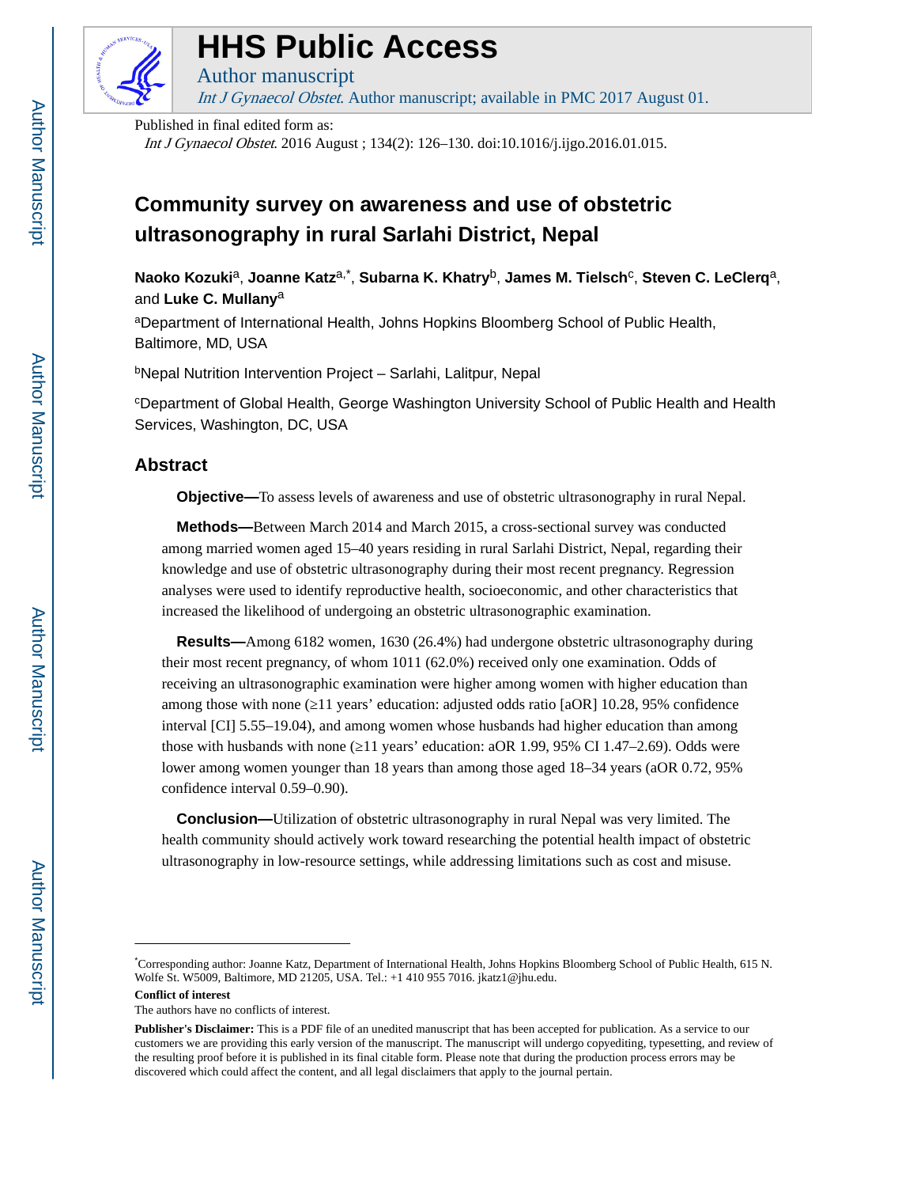# HHS Public Access

Author manuscript

*Int J Gynaecol Obstet*. Author manuscript; available in PMC 2017 August 01.

Published in final edited form as:

*Int J Gynaecol Obstet*. 2016 August ; 134(2): 126–130. doi:10.1016/j.ijgo.2016.01.015.

# Community survey on awareness and use of obstetric ultrasonography in rural Sarlahi District, Nepal

**Naoko Kozuki**[a], **Joanne Katz**[a,*], **Subarna K. Khatry**[b], **James M. Tielsch**[c], **Steven C. LeClerq**[a], and **Luke C. Mullany**[a]

[a]Department of International Health, Johns Hopkins Bloomberg School of Public Health, Baltimore, MD, USA

[b]Nepal Nutrition Intervention Project – Sarlahi, Lalitpur, Nepal

[c]Department of Global Health, George Washington University School of Public Health and Health Services, Washington, DC, USA

## Abstract

**Objective—**To assess levels of awareness and use of obstetric ultrasonography in rural Nepal.

**Methods—**Between March 2014 and March 2015, a cross-sectional survey was conducted among married women aged 15–40 years residing in rural Sarlahi District, Nepal, regarding their knowledge and use of obstetric ultrasonography during their most recent pregnancy. Regression analyses were used to identify reproductive health, socioeconomic, and other characteristics that increased the likelihood of undergoing an obstetric ultrasonographic examination.

**Results—**Among 6182 women, 1630 (26.4%) had undergone obstetric ultrasonography during their most recent pregnancy, of whom 1011 (62.0%) received only one examination. Odds of receiving an ultrasonographic examination were higher among women with higher education than among those with none (≥11 years' education: adjusted odds ratio [aOR] 10.28, 95% confidence interval [CI] 5.55–19.04), and among women whose husbands had higher education than among those with husbands with none (≥11 years' education: aOR 1.99, 95% CI 1.47–2.69). Odds were lower among women younger than 18 years than among those aged 18–34 years (aOR 0.72, 95% confidence interval 0.59–0.90).

**Conclusion—**Utilization of obstetric ultrasonography in rural Nepal was very limited. The health community should actively work toward researching the potential health impact of obstetric ultrasonography in low-resource settings, while addressing limitations such as cost and misuse.

---

*Corresponding author: Joanne Katz, Department of International Health, Johns Hopkins Bloomberg School of Public Health, 615 N. Wolfe St. W5009, Baltimore, MD 21205, USA. Tel.: +1 410 955 7016. jkatz1@jhu.edu.

**Conflict of interest**

The authors have no conflicts of interest.

**Publisher's Disclaimer:** This is a PDF file of an unedited manuscript that has been accepted for publication. As a service to our customers we are providing this early version of the manuscript. The manuscript will undergo copyediting, typesetting, and review of the resulting proof before it is published in its final citable form. Please note that during the production process errors may be discovered which could affect the content, and all legal disclaimers that apply to the journal pertain.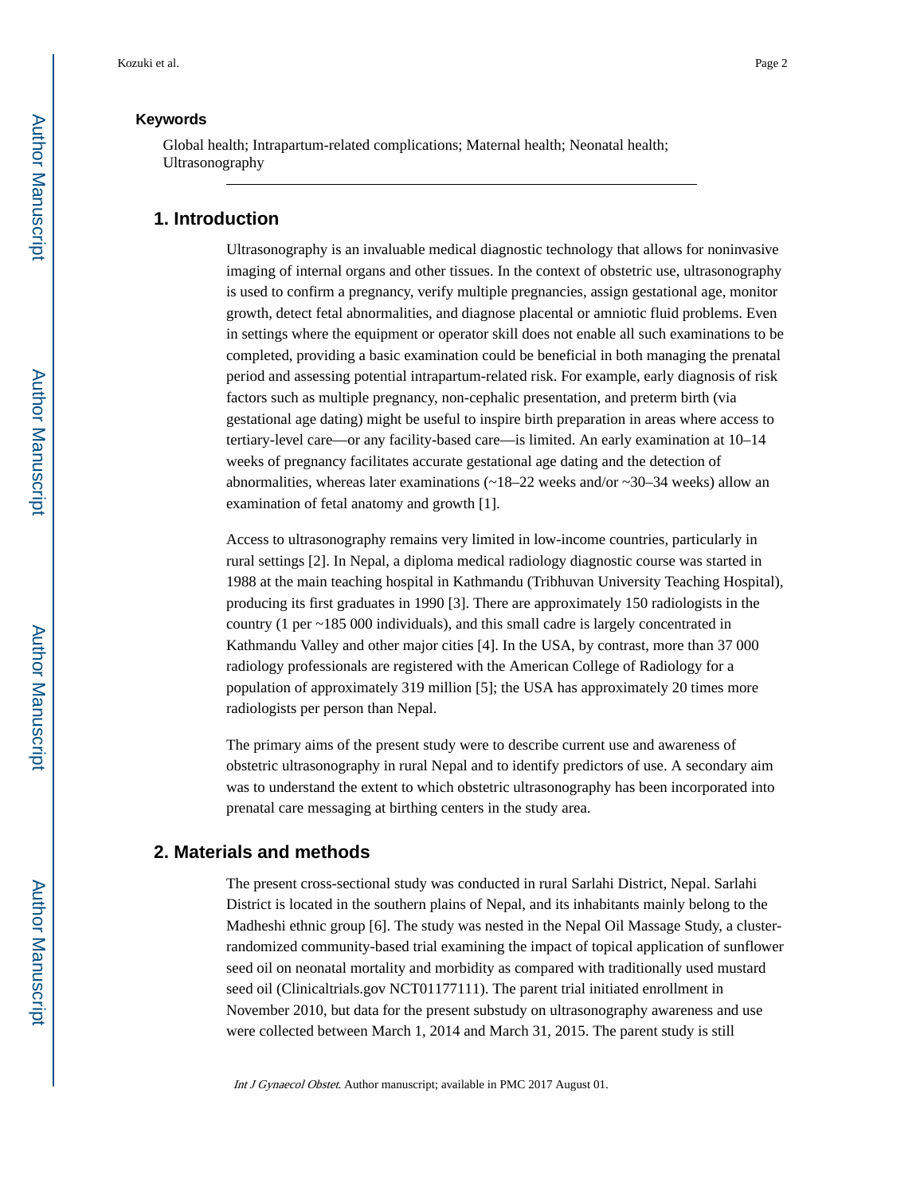### Keywords

Global health; Intrapartum-related complications; Maternal health; Neonatal health; Ultrasonography

## 1. Introduction

Ultrasonography is an invaluable medical diagnostic technology that allows for noninvasive imaging of internal organs and other tissues. In the context of obstetric use, ultrasonography is used to confirm a pregnancy, verify multiple pregnancies, assign gestational age, monitor growth, detect fetal abnormalities, and diagnose placental or amniotic fluid problems. Even in settings where the equipment or operator skill does not enable all such examinations to be completed, providing a basic examination could be beneficial in both managing the prenatal period and assessing potential intrapartum-related risk. For example, early diagnosis of risk factors such as multiple pregnancy, non-cephalic presentation, and preterm birth (via gestational age dating) might be useful to inspire birth preparation in areas where access to tertiary-level care—or any facility-based care—is limited. An early examination at 10–14 weeks of pregnancy facilitates accurate gestational age dating and the detection of abnormalities, whereas later examinations (~18–22 weeks and/or ~30–34 weeks) allow an examination of fetal anatomy and growth [1].

Access to ultrasonography remains very limited in low-income countries, particularly in rural settings [2]. In Nepal, a diploma medical radiology diagnostic course was started in 1988 at the main teaching hospital in Kathmandu (Tribhuvan University Teaching Hospital), producing its first graduates in 1990 [3]. There are approximately 150 radiologists in the country (1 per ~185 000 individuals), and this small cadre is largely concentrated in Kathmandu Valley and other major cities [4]. In the USA, by contrast, more than 37 000 radiology professionals are registered with the American College of Radiology for a population of approximately 319 million [5]; the USA has approximately 20 times more radiologists per person than Nepal.

The primary aims of the present study were to describe current use and awareness of obstetric ultrasonography in rural Nepal and to identify predictors of use. A secondary aim was to understand the extent to which obstetric ultrasonography has been incorporated into prenatal care messaging at birthing centers in the study area.

## 2. Materials and methods

The present cross-sectional study was conducted in rural Sarlahi District, Nepal. Sarlahi District is located in the southern plains of Nepal, and its inhabitants mainly belong to the Madheshi ethnic group [6]. The study was nested in the Nepal Oil Massage Study, a cluster-randomized community-based trial examining the impact of topical application of sunflower seed oil on neonatal mortality and morbidity as compared with traditionally used mustard seed oil (Clinicaltrials.gov NCT01177111). The parent trial initiated enrollment in November 2010, but data for the present substudy on ultrasonography awareness and use were collected between March 1, 2014 and March 31, 2015. The parent study is still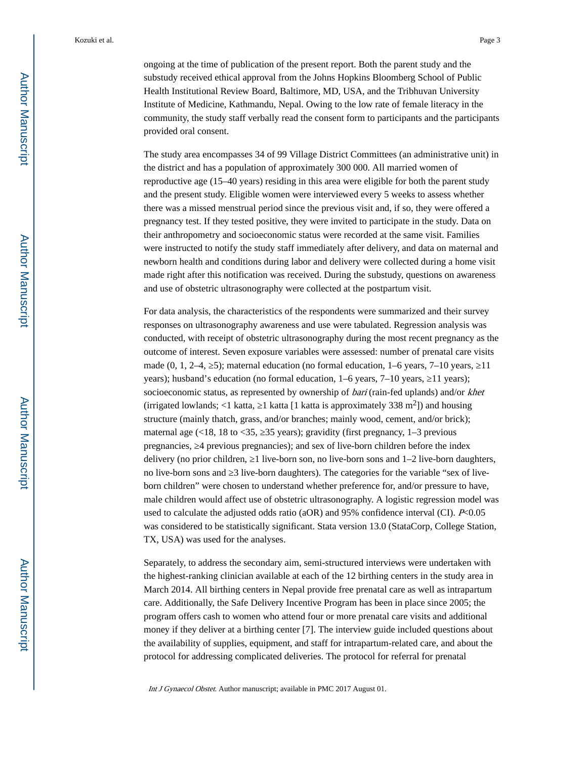ongoing at the time of publication of the present report. Both the parent study and the substudy received ethical approval from the Johns Hopkins Bloomberg School of Public Health Institutional Review Board, Baltimore, MD, USA, and the Tribhuvan University Institute of Medicine, Kathmandu, Nepal. Owing to the low rate of female literacy in the community, the study staff verbally read the consent form to participants and the participants provided oral consent.

The study area encompasses 34 of 99 Village District Committees (an administrative unit) in the district and has a population of approximately 300 000. All married women of reproductive age (15–40 years) residing in this area were eligible for both the parent study and the present study. Eligible women were interviewed every 5 weeks to assess whether there was a missed menstrual period since the previous visit and, if so, they were offered a pregnancy test. If they tested positive, they were invited to participate in the study. Data on their anthropometry and socioeconomic status were recorded at the same visit. Families were instructed to notify the study staff immediately after delivery, and data on maternal and newborn health and conditions during labor and delivery were collected during a home visit made right after this notification was received. During the substudy, questions on awareness and use of obstetric ultrasonography were collected at the postpartum visit.

For data analysis, the characteristics of the respondents were summarized and their survey responses on ultrasonography awareness and use were tabulated. Regression analysis was conducted, with receipt of obstetric ultrasonography during the most recent pregnancy as the outcome of interest. Seven exposure variables were assessed: number of prenatal care visits made (0, 1, 2–4, ≥5); maternal education (no formal education, 1–6 years, 7–10 years, ≥11 years); husband's education (no formal education, 1–6 years, 7–10 years, ≥11 years); socioeconomic status, as represented by ownership of *bari* (rain-fed uplands) and/or *khet* (irrigated lowlands; <1 katta, ≥1 katta [1 katta is approximately 338 $m^2$]) and housing structure (mainly thatch, grass, and/or branches; mainly wood, cement, and/or brick); maternal age (<18, 18 to <35, ≥35 years); gravidity (first pregnancy, 1–3 previous pregnancies, ≥4 previous pregnancies); and sex of live-born children before the index delivery (no prior children, ≥1 live-born son, no live-born sons and 1–2 live-born daughters, no live-born sons and ≥3 live-born daughters). The categories for the variable "sex of live-born children" were chosen to understand whether preference for, and/or pressure to have, male children would affect use of obstetric ultrasonography. A logistic regression model was used to calculate the adjusted odds ratio (aOR) and 95% confidence interval (CI). $P<0.05$ was considered to be statistically significant. Stata version 13.0 (StataCorp, College Station, TX, USA) was used for the analyses.

Separately, to address the secondary aim, semi-structured interviews were undertaken with the highest-ranking clinician available at each of the 12 birthing centers in the study area in March 2014. All birthing centers in Nepal provide free prenatal care as well as intrapartum care. Additionally, the Safe Delivery Incentive Program has been in place since 2005; the program offers cash to women who attend four or more prenatal care visits and additional money if they deliver at a birthing center [7]. The interview guide included questions about the availability of supplies, equipment, and staff for intrapartum-related care, and about the protocol for addressing complicated deliveries. The protocol for referral for prenatal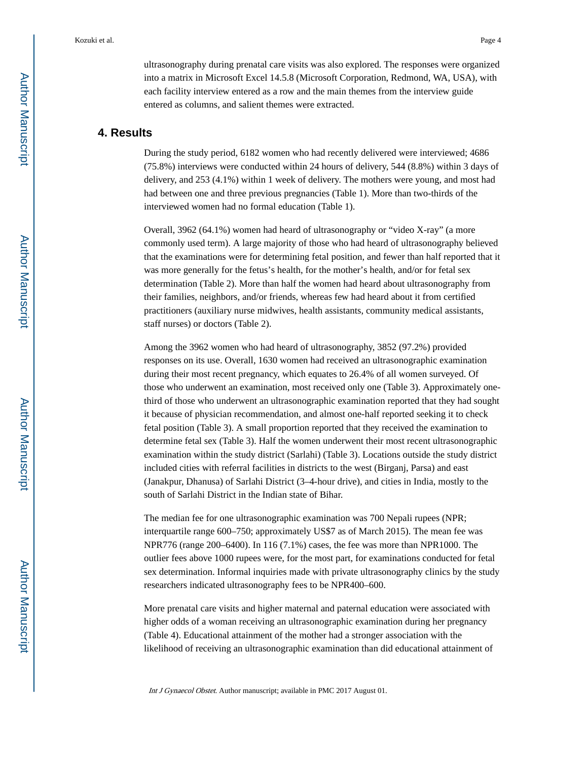ultrasonography during prenatal care visits was also explored. The responses were organized into a matrix in Microsoft Excel 14.5.8 (Microsoft Corporation, Redmond, WA, USA), with each facility interview entered as a row and the main themes from the interview guide entered as columns, and salient themes were extracted.

## 4. Results

During the study period, 6182 women who had recently delivered were interviewed; 4686 (75.8%) interviews were conducted within 24 hours of delivery, 544 (8.8%) within 3 days of delivery, and 253 (4.1%) within 1 week of delivery. The mothers were young, and most had had between one and three previous pregnancies (Table 1). More than two-thirds of the interviewed women had no formal education (Table 1).

Overall, 3962 (64.1%) women had heard of ultrasonography or "video X-ray" (a more commonly used term). A large majority of those who had heard of ultrasonography believed that the examinations were for determining fetal position, and fewer than half reported that it was more generally for the fetus's health, for the mother's health, and/or for fetal sex determination (Table 2). More than half the women had heard about ultrasonography from their families, neighbors, and/or friends, whereas few had heard about it from certified practitioners (auxiliary nurse midwives, health assistants, community medical assistants, staff nurses) or doctors (Table 2).

Among the 3962 women who had heard of ultrasonography, 3852 (97.2%) provided responses on its use. Overall, 1630 women had received an ultrasonographic examination during their most recent pregnancy, which equates to 26.4% of all women surveyed. Of those who underwent an examination, most received only one (Table 3). Approximately one-third of those who underwent an ultrasonographic examination reported that they had sought it because of physician recommendation, and almost one-half reported seeking it to check fetal position (Table 3). A small proportion reported that they received the examination to determine fetal sex (Table 3). Half the women underwent their most recent ultrasonographic examination within the study district (Sarlahi) (Table 3). Locations outside the study district included cities with referral facilities in districts to the west (Birganj, Parsa) and east (Janakpur, Dhanusa) of Sarlahi District (3–4-hour drive), and cities in India, mostly to the south of Sarlahi District in the Indian state of Bihar.

The median fee for one ultrasonographic examination was 700 Nepali rupees (NPR; interquartile range 600–750; approximately US$7 as of March 2015). The mean fee was NPR776 (range 200–6400). In 116 (7.1%) cases, the fee was more than NPR1000. The outlier fees above 1000 rupees were, for the most part, for examinations conducted for fetal sex determination. Informal inquiries made with private ultrasonography clinics by the study researchers indicated ultrasonography fees to be NPR400–600.

More prenatal care visits and higher maternal and paternal education were associated with higher odds of a woman receiving an ultrasonographic examination during her pregnancy (Table 4). Educational attainment of the mother had a stronger association with the likelihood of receiving an ultrasonographic examination than did educational attainment of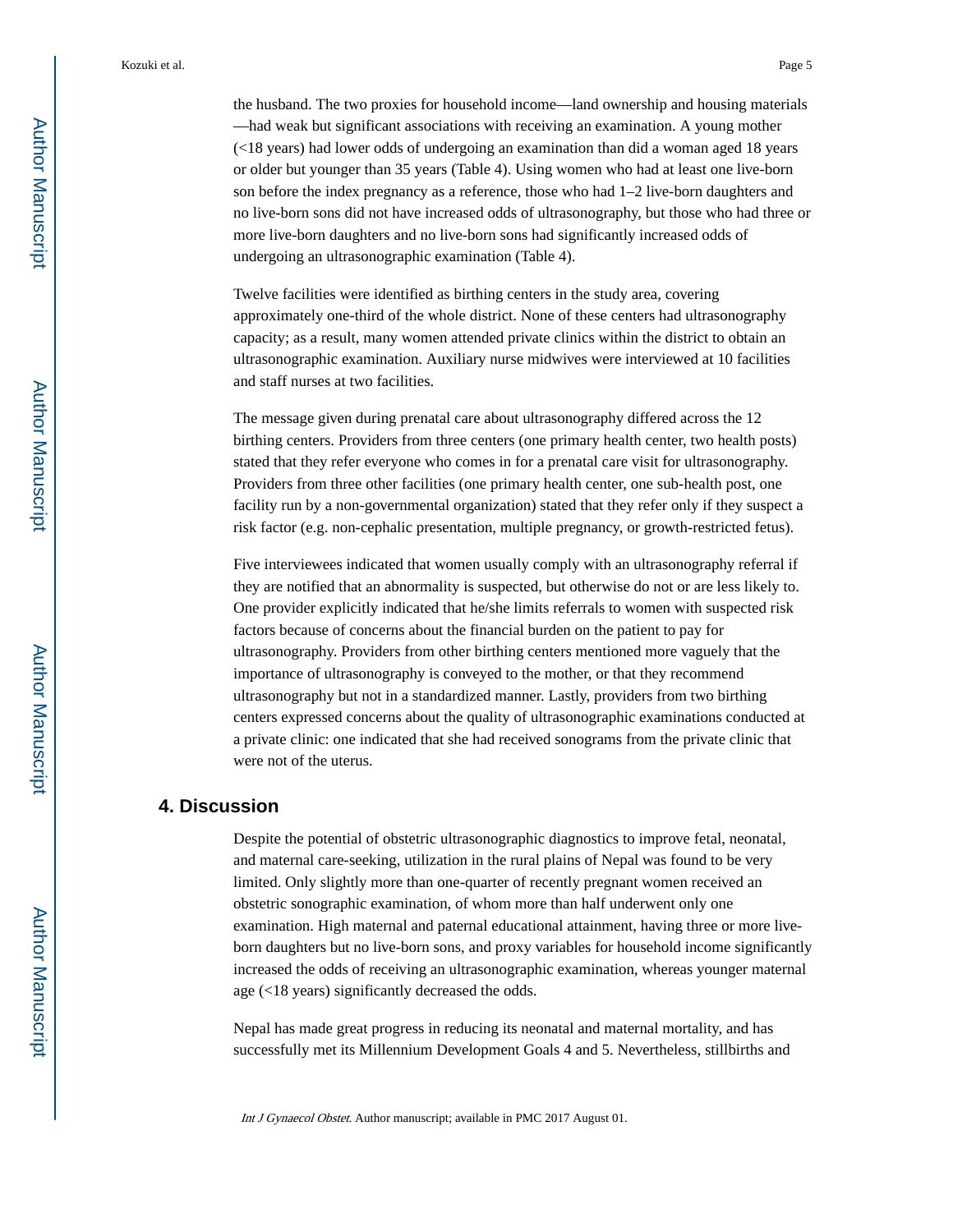the husband. The two proxies for household income—land ownership and housing materials—had weak but significant associations with receiving an examination. A young mother (<18 years) had lower odds of undergoing an examination than did a woman aged 18 years or older but younger than 35 years (Table 4). Using women who had at least one live-born son before the index pregnancy as a reference, those who had 1–2 live-born daughters and no live-born sons did not have increased odds of ultrasonography, but those who had three or more live-born daughters and no live-born sons had significantly increased odds of undergoing an ultrasonographic examination (Table 4).

Twelve facilities were identified as birthing centers in the study area, covering approximately one-third of the whole district. None of these centers had ultrasonography capacity; as a result, many women attended private clinics within the district to obtain an ultrasonographic examination. Auxiliary nurse midwives were interviewed at 10 facilities and staff nurses at two facilities.

The message given during prenatal care about ultrasonography differed across the 12 birthing centers. Providers from three centers (one primary health center, two health posts) stated that they refer everyone who comes in for a prenatal care visit for ultrasonography. Providers from three other facilities (one primary health center, one sub-health post, one facility run by a non-governmental organization) stated that they refer only if they suspect a risk factor (e.g. non-cephalic presentation, multiple pregnancy, or growth-restricted fetus).

Five interviewees indicated that women usually comply with an ultrasonography referral if they are notified that an abnormality is suspected, but otherwise do not or are less likely to. One provider explicitly indicated that he/she limits referrals to women with suspected risk factors because of concerns about the financial burden on the patient to pay for ultrasonography. Providers from other birthing centers mentioned more vaguely that the importance of ultrasonography is conveyed to the mother, or that they recommend ultrasonography but not in a standardized manner. Lastly, providers from two birthing centers expressed concerns about the quality of ultrasonographic examinations conducted at a private clinic: one indicated that she had received sonograms from the private clinic that were not of the uterus.

## 4. Discussion

Despite the potential of obstetric ultrasonographic diagnostics to improve fetal, neonatal, and maternal care-seeking, utilization in the rural plains of Nepal was found to be very limited. Only slightly more than one-quarter of recently pregnant women received an obstetric sonographic examination, of whom more than half underwent only one examination. High maternal and paternal educational attainment, having three or more live-born daughters but no live-born sons, and proxy variables for household income significantly increased the odds of receiving an ultrasonographic examination, whereas younger maternal age (<18 years) significantly decreased the odds.

Nepal has made great progress in reducing its neonatal and maternal mortality, and has successfully met its Millennium Development Goals 4 and 5. Nevertheless, stillbirths and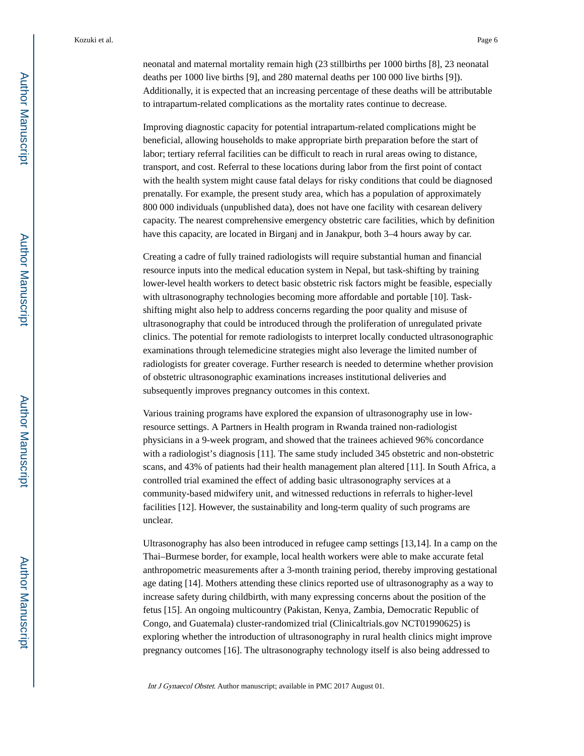neonatal and maternal mortality remain high (23 stillbirths per 1000 births [8], 23 neonatal deaths per 1000 live births [9], and 280 maternal deaths per 100 000 live births [9]). Additionally, it is expected that an increasing percentage of these deaths will be attributable to intrapartum-related complications as the mortality rates continue to decrease.

Improving diagnostic capacity for potential intrapartum-related complications might be beneficial, allowing households to make appropriate birth preparation before the start of labor; tertiary referral facilities can be difficult to reach in rural areas owing to distance, transport, and cost. Referral to these locations during labor from the first point of contact with the health system might cause fatal delays for risky conditions that could be diagnosed prenatally. For example, the present study area, which has a population of approximately 800 000 individuals (unpublished data), does not have one facility with cesarean delivery capacity. The nearest comprehensive emergency obstetric care facilities, which by definition have this capacity, are located in Birganj and in Janakpur, both 3–4 hours away by car.

Creating a cadre of fully trained radiologists will require substantial human and financial resource inputs into the medical education system in Nepal, but task-shifting by training lower-level health workers to detect basic obstetric risk factors might be feasible, especially with ultrasonography technologies becoming more affordable and portable [10]. Task-shifting might also help to address concerns regarding the poor quality and misuse of ultrasonography that could be introduced through the proliferation of unregulated private clinics. The potential for remote radiologists to interpret locally conducted ultrasonographic examinations through telemedicine strategies might also leverage the limited number of radiologists for greater coverage. Further research is needed to determine whether provision of obstetric ultrasonographic examinations increases institutional deliveries and subsequently improves pregnancy outcomes in this context.

Various training programs have explored the expansion of ultrasonography use in low-resource settings. A Partners in Health program in Rwanda trained non-radiologist physicians in a 9-week program, and showed that the trainees achieved 96% concordance with a radiologist's diagnosis [11]. The same study included 345 obstetric and non-obstetric scans, and 43% of patients had their health management plan altered [11]. In South Africa, a controlled trial examined the effect of adding basic ultrasonography services at a community-based midwifery unit, and witnessed reductions in referrals to higher-level facilities [12]. However, the sustainability and long-term quality of such programs are unclear.

Ultrasonography has also been introduced in refugee camp settings [13,14]. In a camp on the Thai–Burmese border, for example, local health workers were able to make accurate fetal anthropometric measurements after a 3-month training period, thereby improving gestational age dating [14]. Mothers attending these clinics reported use of ultrasonography as a way to increase safety during childbirth, with many expressing concerns about the position of the fetus [15]. An ongoing multicountry (Pakistan, Kenya, Zambia, Democratic Republic of Congo, and Guatemala) cluster-randomized trial (Clinicaltrials.gov NCT01990625) is exploring whether the introduction of ultrasonography in rural health clinics might improve pregnancy outcomes [16]. The ultrasonography technology itself is also being addressed to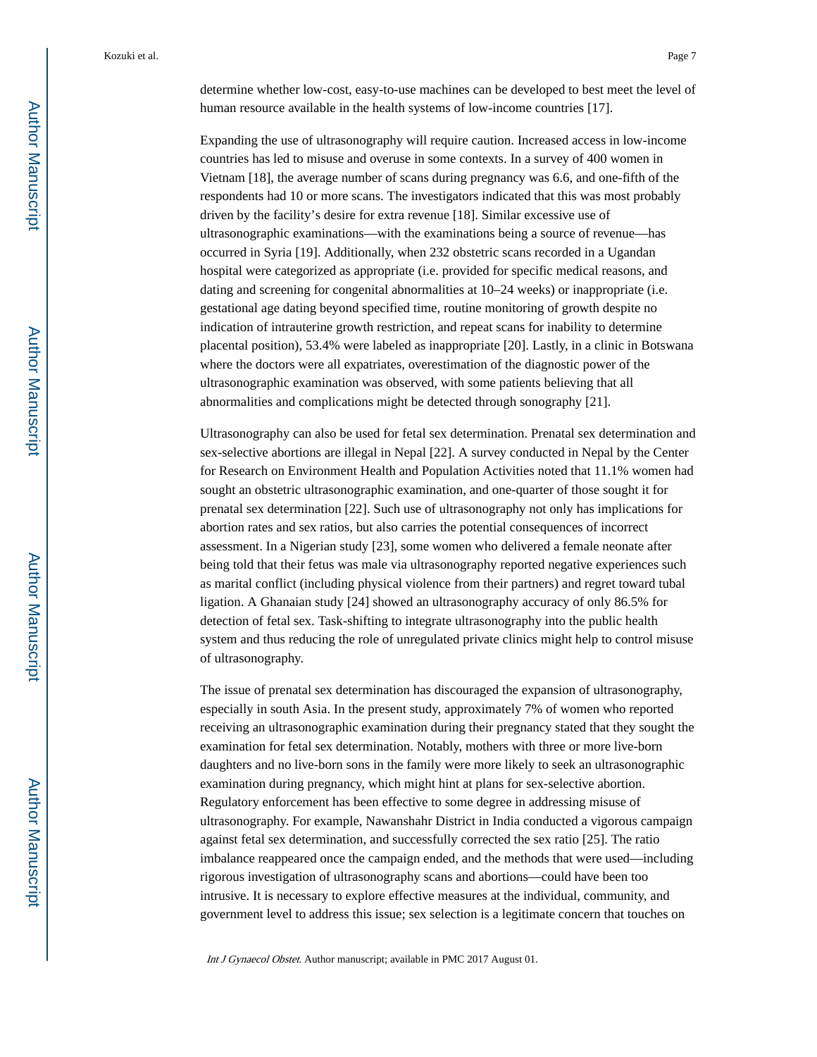determine whether low-cost, easy-to-use machines can be developed to best meet the level of human resource available in the health systems of low-income countries [17].

Expanding the use of ultrasonography will require caution. Increased access in low-income countries has led to misuse and overuse in some contexts. In a survey of 400 women in Vietnam [18], the average number of scans during pregnancy was 6.6, and one-fifth of the respondents had 10 or more scans. The investigators indicated that this was most probably driven by the facility's desire for extra revenue [18]. Similar excessive use of ultrasonographic examinations—with the examinations being a source of revenue—has occurred in Syria [19]. Additionally, when 232 obstetric scans recorded in a Ugandan hospital were categorized as appropriate (i.e. provided for specific medical reasons, and dating and screening for congenital abnormalities at 10–24 weeks) or inappropriate (i.e. gestational age dating beyond specified time, routine monitoring of growth despite no indication of intrauterine growth restriction, and repeat scans for inability to determine placental position), 53.4% were labeled as inappropriate [20]. Lastly, in a clinic in Botswana where the doctors were all expatriates, overestimation of the diagnostic power of the ultrasonographic examination was observed, with some patients believing that all abnormalities and complications might be detected through sonography [21].

Ultrasonography can also be used for fetal sex determination. Prenatal sex determination and sex-selective abortions are illegal in Nepal [22]. A survey conducted in Nepal by the Center for Research on Environment Health and Population Activities noted that 11.1% women had sought an obstetric ultrasonographic examination, and one-quarter of those sought it for prenatal sex determination [22]. Such use of ultrasonography not only has implications for abortion rates and sex ratios, but also carries the potential consequences of incorrect assessment. In a Nigerian study [23], some women who delivered a female neonate after being told that their fetus was male via ultrasonography reported negative experiences such as marital conflict (including physical violence from their partners) and regret toward tubal ligation. A Ghanaian study [24] showed an ultrasonography accuracy of only 86.5% for detection of fetal sex. Task-shifting to integrate ultrasonography into the public health system and thus reducing the role of unregulated private clinics might help to control misuse of ultrasonography.

The issue of prenatal sex determination has discouraged the expansion of ultrasonography, especially in south Asia. In the present study, approximately 7% of women who reported receiving an ultrasonographic examination during their pregnancy stated that they sought the examination for fetal sex determination. Notably, mothers with three or more live-born daughters and no live-born sons in the family were more likely to seek an ultrasonographic examination during pregnancy, which might hint at plans for sex-selective abortion. Regulatory enforcement has been effective to some degree in addressing misuse of ultrasonography. For example, Nawanshahr District in India conducted a vigorous campaign against fetal sex determination, and successfully corrected the sex ratio [25]. The ratio imbalance reappeared once the campaign ended, and the methods that were used—including rigorous investigation of ultrasonography scans and abortions—could have been too intrusive. It is necessary to explore effective measures at the individual, community, and government level to address this issue; sex selection is a legitimate concern that touches on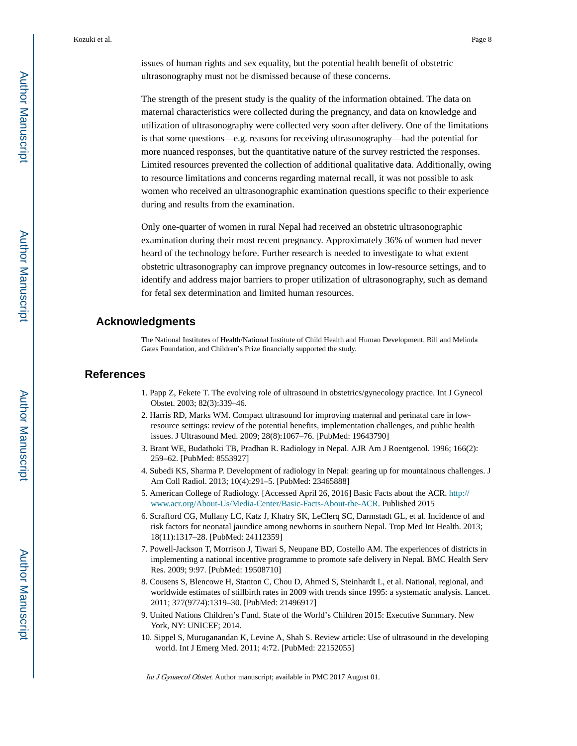issues of human rights and sex equality, but the potential health benefit of obstetric ultrasonography must not be dismissed because of these concerns.

The strength of the present study is the quality of the information obtained. The data on maternal characteristics were collected during the pregnancy, and data on knowledge and utilization of ultrasonography were collected very soon after delivery. One of the limitations is that some questions—e.g. reasons for receiving ultrasonography—had the potential for more nuanced responses, but the quantitative nature of the survey restricted the responses. Limited resources prevented the collection of additional qualitative data. Additionally, owing to resource limitations and concerns regarding maternal recall, it was not possible to ask women who received an ultrasonographic examination questions specific to their experience during and results from the examination.

Only one-quarter of women in rural Nepal had received an obstetric ultrasonographic examination during their most recent pregnancy. Approximately 36% of women had never heard of the technology before. Further research is needed to investigate to what extent obstetric ultrasonography can improve pregnancy outcomes in low-resource settings, and to identify and address major barriers to proper utilization of ultrasonography, such as demand for fetal sex determination and limited human resources.

## Acknowledgments

The National Institutes of Health/National Institute of Child Health and Human Development, Bill and Melinda Gates Foundation, and Children's Prize financially supported the study.

## References

1. Papp Z, Fekete T. The evolving role of ultrasound in obstetrics/gynecology practice. Int J Gynecol Obstet. 2003; 82(3):339–46.
2. Harris RD, Marks WM. Compact ultrasound for improving maternal and perinatal care in low-resource settings: review of the potential benefits, implementation challenges, and public health issues. J Ultrasound Med. 2009; 28(8):1067–76. [PubMed: 19643790]
3. Brant WE, Budathoki TB, Pradhan R. Radiology in Nepal. AJR Am J Roentgenol. 1996; 166(2): 259–62. [PubMed: 8553927]
4. Subedi KS, Sharma P. Development of radiology in Nepal: gearing up for mountainous challenges. J Am Coll Radiol. 2013; 10(4):291–5. [PubMed: 23465888]
5. American College of Radiology. [Accessed April 26, 2016] Basic Facts about the ACR. http://www.acr.org/About-Us/Media-Center/Basic-Facts-About-the-ACR. Published 2015
6. Scrafford CG, Mullany LC, Katz J, Khatry SK, LeClerq SC, Darmstadt GL, et al. Incidence of and risk factors for neonatal jaundice among newborns in southern Nepal. Trop Med Int Health. 2013; 18(11):1317–28. [PubMed: 24112359]
7. Powell-Jackson T, Morrison J, Tiwari S, Neupane BD, Costello AM. The experiences of districts in implementing a national incentive programme to promote safe delivery in Nepal. BMC Health Serv Res. 2009; 9:97. [PubMed: 19508710]
8. Cousens S, Blencowe H, Stanton C, Chou D, Ahmed S, Steinhardt L, et al. National, regional, and worldwide estimates of stillbirth rates in 2009 with trends since 1995: a systematic analysis. Lancet. 2011; 377(9774):1319–30. [PubMed: 21496917]
9. United Nations Children's Fund. State of the World's Children 2015: Executive Summary. New York, NY: UNICEF; 2014.
10. Sippel S, Muruganandan K, Levine A, Shah S. Review article: Use of ultrasound in the developing world. Int J Emerg Med. 2011; 4:72. [PubMed: 22152055]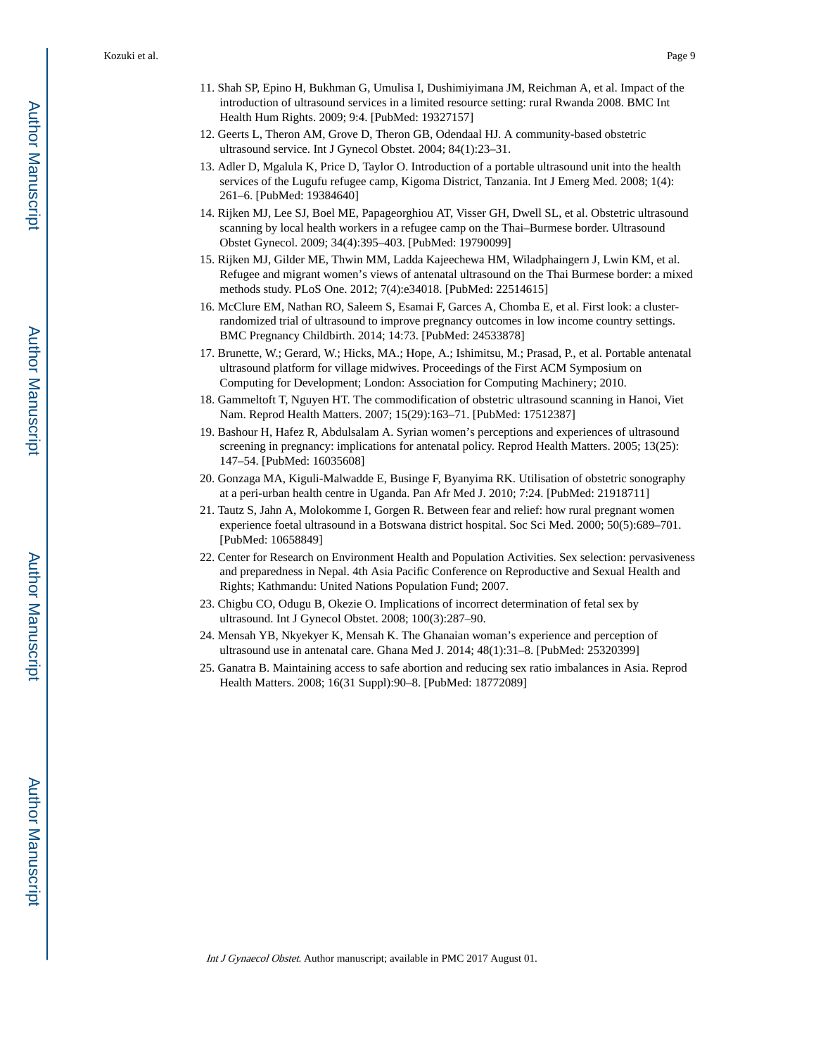11. Shah SP, Epino H, Bukhman G, Umulisa I, Dushimiyimana JM, Reichman A, et al. Impact of the introduction of ultrasound services in a limited resource setting: rural Rwanda 2008. BMC Int Health Hum Rights. 2009; 9:4. [PubMed: 19327157]
12. Geerts L, Theron AM, Grove D, Theron GB, Odendaal HJ. A community-based obstetric ultrasound service. Int J Gynecol Obstet. 2004; 84(1):23–31.
13. Adler D, Mgalula K, Price D, Taylor O. Introduction of a portable ultrasound unit into the health services of the Lugufu refugee camp, Kigoma District, Tanzania. Int J Emerg Med. 2008; 1(4): 261–6. [PubMed: 19384640]
14. Rijken MJ, Lee SJ, Boel ME, Papageorghiou AT, Visser GH, Dwell SL, et al. Obstetric ultrasound scanning by local health workers in a refugee camp on the Thai–Burmese border. Ultrasound Obstet Gynecol. 2009; 34(4):395–403. [PubMed: 19790099]
15. Rijken MJ, Gilder ME, Thwin MM, Ladda Kajeechewa HM, Wiladphaingern J, Lwin KM, et al. Refugee and migrant women's views of antenatal ultrasound on the Thai Burmese border: a mixed methods study. PLoS One. 2012; 7(4):e34018. [PubMed: 22514615]
16. McClure EM, Nathan RO, Saleem S, Esamai F, Garces A, Chomba E, et al. First look: a cluster-randomized trial of ultrasound to improve pregnancy outcomes in low income country settings. BMC Pregnancy Childbirth. 2014; 14:73. [PubMed: 24533878]
17. Brunette, W.; Gerard, W.; Hicks, MA.; Hope, A.; Ishimitsu, M.; Prasad, P., et al. Portable antenatal ultrasound platform for village midwives. Proceedings of the First ACM Symposium on Computing for Development; London: Association for Computing Machinery; 2010.
18. Gammeltoft T, Nguyen HT. The commodification of obstetric ultrasound scanning in Hanoi, Viet Nam. Reprod Health Matters. 2007; 15(29):163–71. [PubMed: 17512387]
19. Bashour H, Hafez R, Abdulsalam A. Syrian women's perceptions and experiences of ultrasound screening in pregnancy: implications for antenatal policy. Reprod Health Matters. 2005; 13(25): 147–54. [PubMed: 16035608]
20. Gonzaga MA, Kiguli-Malwadde E, Businge F, Byanyima RK. Utilisation of obstetric sonography at a peri-urban health centre in Uganda. Pan Afr Med J. 2010; 7:24. [PubMed: 21918711]
21. Tautz S, Jahn A, Molokomme I, Gorgen R. Between fear and relief: how rural pregnant women experience foetal ultrasound in a Botswana district hospital. Soc Sci Med. 2000; 50(5):689–701. [PubMed: 10658849]
22. Center for Research on Environment Health and Population Activities. Sex selection: pervasiveness and preparedness in Nepal. 4th Asia Pacific Conference on Reproductive and Sexual Health and Rights; Kathmandu: United Nations Population Fund; 2007.
23. Chigbu CO, Odugu B, Okezie O. Implications of incorrect determination of fetal sex by ultrasound. Int J Gynecol Obstet. 2008; 100(3):287–90.
24. Mensah YB, Nkyekyer K, Mensah K. The Ghanaian woman's experience and perception of ultrasound use in antenatal care. Ghana Med J. 2014; 48(1):31–8. [PubMed: 25320399]
25. Ganatra B. Maintaining access to safe abortion and reducing sex ratio imbalances in Asia. Reprod Health Matters. 2008; 16(31 Suppl):90–8. [PubMed: 18772089]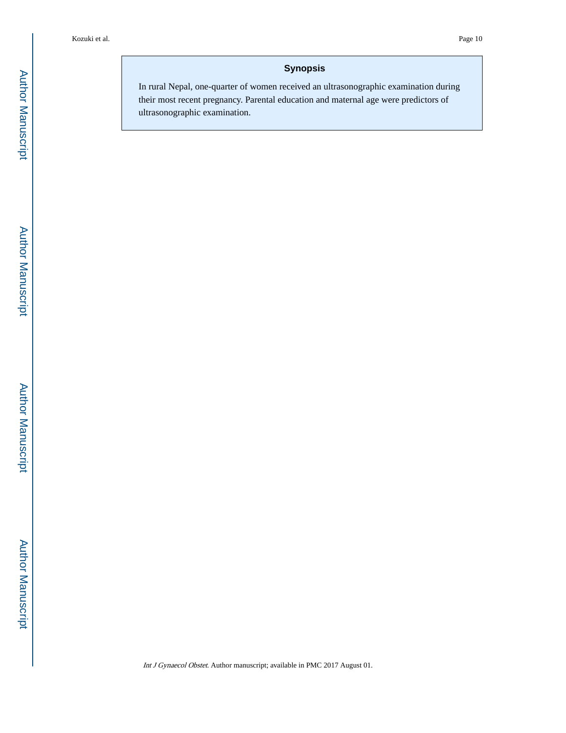## Synopsis

In rural Nepal, one-quarter of women received an ultrasonographic examination during their most recent pregnancy. Parental education and maternal age were predictors of ultrasonographic examination.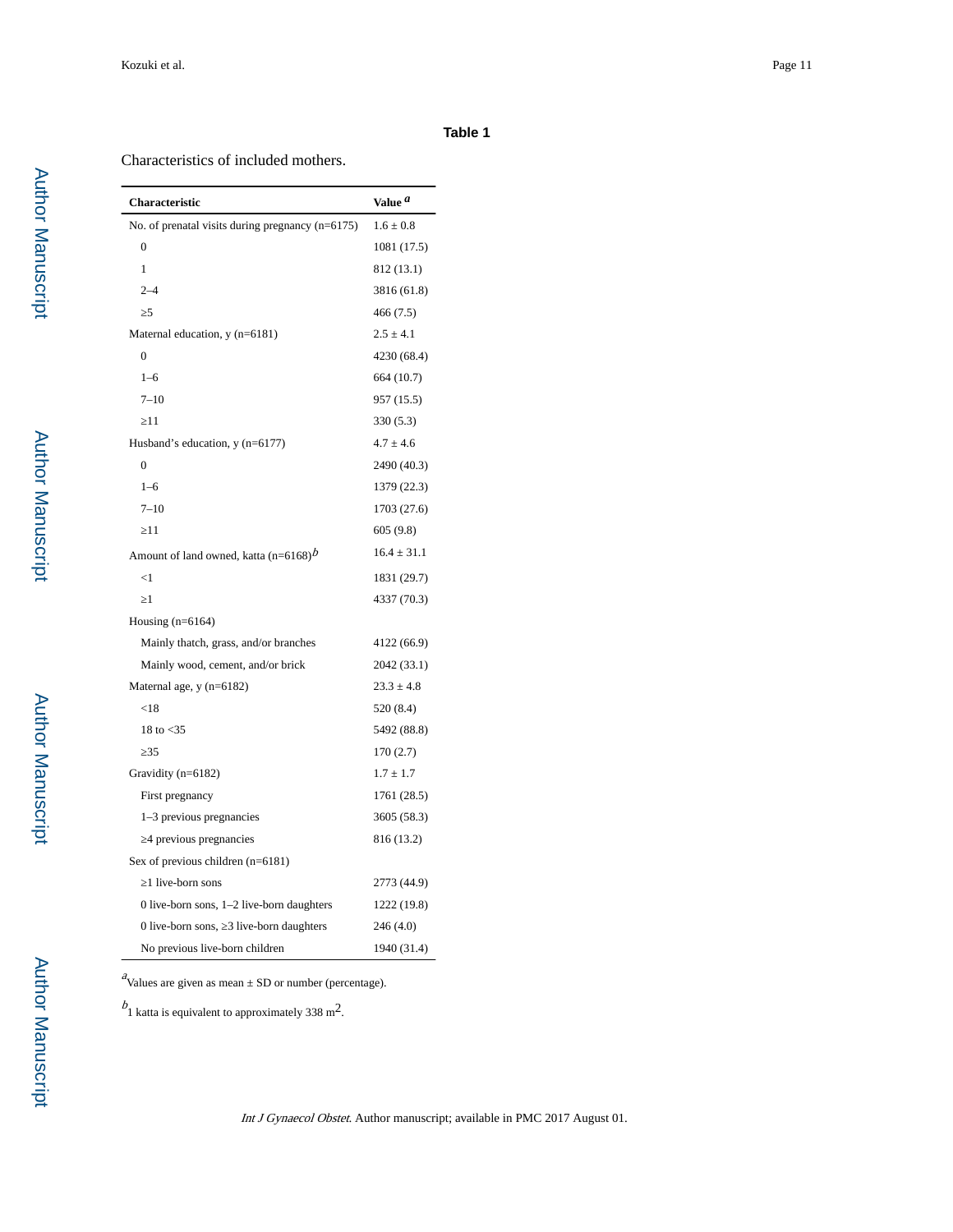**Table 1**

Characteristics of included mothers.

| Characteristic | Value [a] |
|---|---|
| No. of prenatal visits during pregnancy (n=6175) | 1.6 ± 0.8 |
| 0 | 1081 (17.5) |
| 1 | 812 (13.1) |
| 2–4 | 3816 (61.8) |
| ≥5 | 466 (7.5) |
| Maternal education, y (n=6181) | 2.5 ± 4.1 |
| 0 | 4230 (68.4) |
| 1–6 | 664 (10.7) |
| 7–10 | 957 (15.5) |
| ≥11 | 330 (5.3) |
| Husband's education, y (n=6177) | 4.7 ± 4.6 |
| 0 | 2490 (40.3) |
| 1–6 | 1379 (22.3) |
| 7–10 | 1703 (27.6) |
| ≥11 | 605 (9.8) |
| Amount of land owned, katta (n=6168) [b] | 16.4 ± 31.1 |
| <1 | 1831 (29.7) |
| ≥1 | 4337 (70.3) |
| Housing (n=6164) | |
| Mainly thatch, grass, and/or branches | 4122 (66.9) |
| Mainly wood, cement, and/or brick | 2042 (33.1) |
| Maternal age, y (n=6182) | 23.3 ± 4.8 |
| <18 | 520 (8.4) |
| 18 to <35 | 5492 (88.8) |
| ≥35 | 170 (2.7) |
| Gravidity (n=6182) | 1.7 ± 1.7 |
| First pregnancy | 1761 (28.5) |
| 1–3 previous pregnancies | 3605 (58.3) |
| ≥4 previous pregnancies | 816 (13.2) |
| Sex of previous children (n=6181) | |
| ≥1 live-born sons | 2773 (44.9) |
| 0 live-born sons, 1–2 live-born daughters | 1222 (19.8) |
| 0 live-born sons, ≥3 live-born daughters | 246 (4.0) |
| No previous live-born children | 1940 (31.4) |

[a] Values are given as mean ± SD or number (percentage).

[b] 1 katta is equivalent to approximately 338 $m^2$.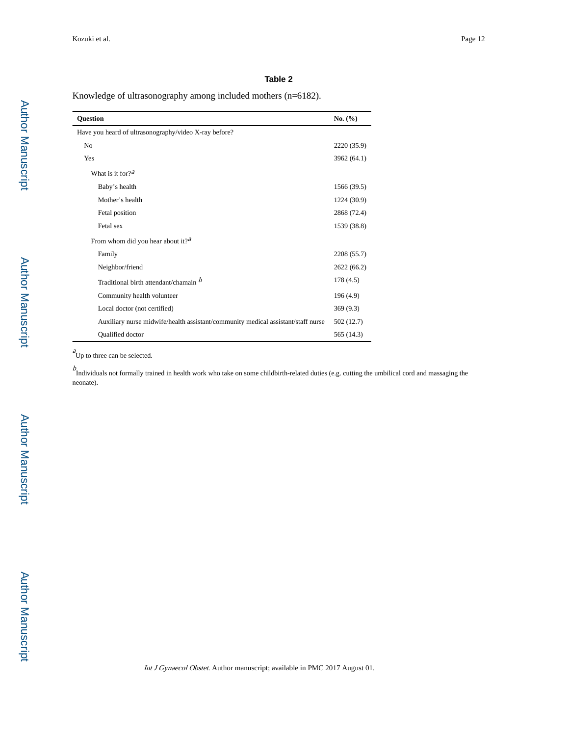**Table 2**

Knowledge of ultrasonography among included mothers (n=6182).

| Question | No. (%) |
|---|---|
| Have you heard of ultrasonography/video X-ray before? | |
| No | 2220 (35.9) |
| Yes | 3962 (64.1) |
| What is it for?[a] | |
| Baby's health | 1566 (39.5) |
| Mother's health | 1224 (30.9) |
| Fetal position | 2868 (72.4) |
| Fetal sex | 1539 (38.8) |
| From whom did you hear about it?[a] | |
| Family | 2208 (55.7) |
| Neighbor/friend | 2622 (66.2) |
| Traditional birth attendant/chamain [b] | 178 (4.5) |
| Community health volunteer | 196 (4.9) |
| Local doctor (not certified) | 369 (9.3) |
| Auxiliary nurse midwife/health assistant/community medical assistant/staff nurse | 502 (12.7) |
| Qualified doctor | 565 (14.3) |

[a] Up to three can be selected.

[b] Individuals not formally trained in health work who take on some childbirth-related duties (e.g. cutting the umbilical cord and massaging the neonate).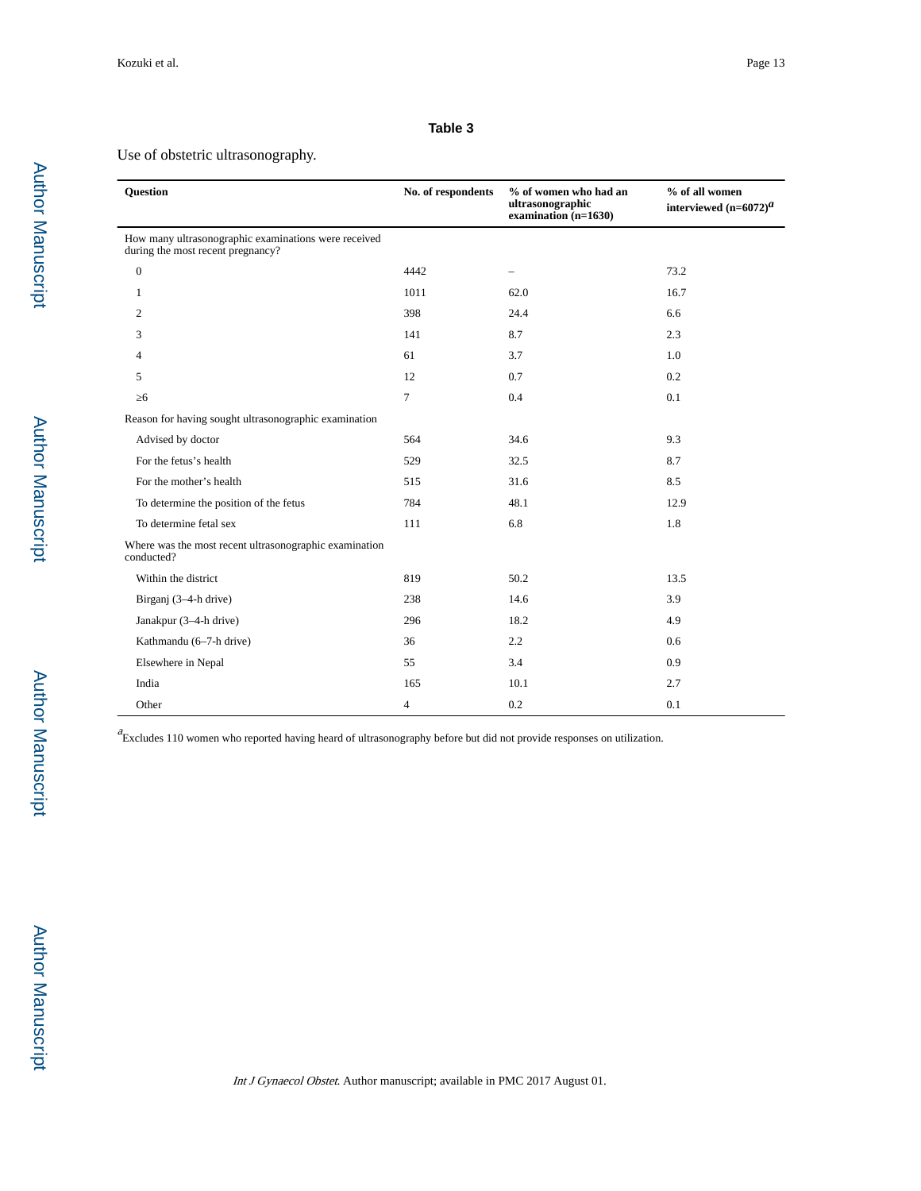**Table 3**

Use of obstetric ultrasonography.

| Question | No. of respondents | % of women who had an ultrasonographic examination (n=1630) | % of all women interviewed (n=6072)[a] |
|---|---|---|---|
| How many ultrasonographic examinations were received during the most recent pregnancy? | | | |
| 0 | 4442 | – | 73.2 |
| 1 | 1011 | 62.0 | 16.7 |
| 2 | 398 | 24.4 | 6.6 |
| 3 | 141 | 8.7 | 2.3 |
| 4 | 61 | 3.7 | 1.0 |
| 5 | 12 | 0.7 | 0.2 |
| ≥6 | 7 | 0.4 | 0.1 |
| Reason for having sought ultrasonographic examination | | | |
| Advised by doctor | 564 | 34.6 | 9.3 |
| For the fetus's health | 529 | 32.5 | 8.7 |
| For the mother's health | 515 | 31.6 | 8.5 |
| To determine the position of the fetus | 784 | 48.1 | 12.9 |
| To determine fetal sex | 111 | 6.8 | 1.8 |
| Where was the most recent ultrasonographic examination conducted? | | | |
| Within the district | 819 | 50.2 | 13.5 |
| Birganj (3–4-h drive) | 238 | 14.6 | 3.9 |
| Janakpur (3–4-h drive) | 296 | 18.2 | 4.9 |
| Kathmandu (6–7-h drive) | 36 | 2.2 | 0.6 |
| Elsewhere in Nepal | 55 | 3.4 | 0.9 |
| India | 165 | 10.1 | 2.7 |
| Other | 4 | 0.2 | 0.1 |

[a]Excludes 110 women who reported having heard of ultrasonography before but did not provide responses on utilization.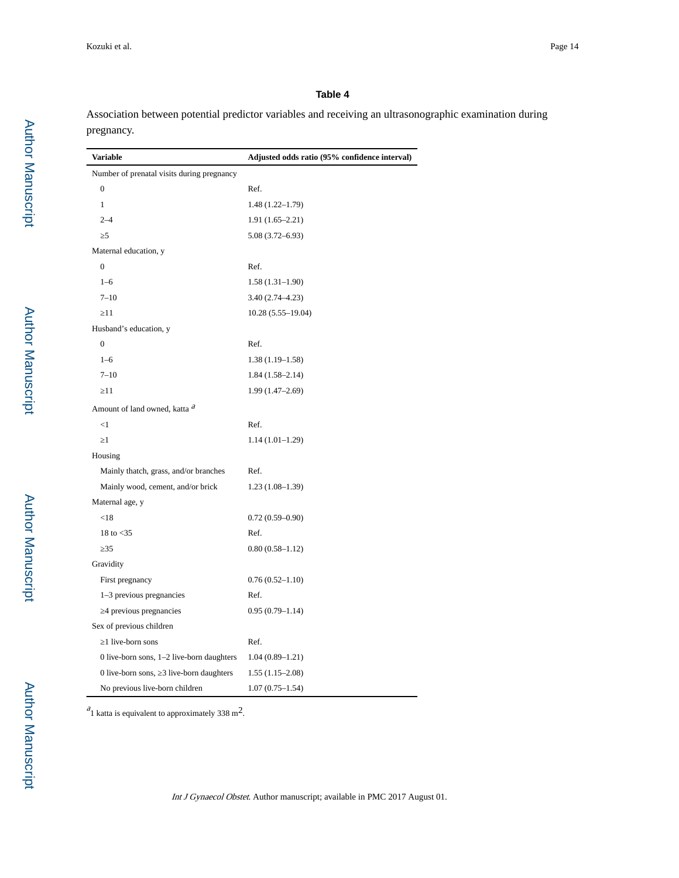**Table 4**

Association between potential predictor variables and receiving an ultrasonographic examination during pregnancy.

| Variable | Adjusted odds ratio (95% confidence interval) |
|---|---|
| Number of prenatal visits during pregnancy | |
| 0 | Ref. |
| 1 | 1.48 (1.22–1.79) |
| 2–4 | 1.91 (1.65–2.21) |
| ≥5 | 5.08 (3.72–6.93) |
| Maternal education, y | |
| 0 | Ref. |
| 1–6 | 1.58 (1.31–1.90) |
| 7–10 | 3.40 (2.74–4.23) |
| ≥11 | 10.28 (5.55–19.04) |
| Husband's education, y | |
| 0 | Ref. |
| 1–6 | 1.38 (1.19–1.58) |
| 7–10 | 1.84 (1.58–2.14) |
| ≥11 | 1.99 (1.47–2.69) |
| Amount of land owned, katta [a] | |
| <1 | Ref. |
| ≥1 | 1.14 (1.01–1.29) |
| Housing | |
| Mainly thatch, grass, and/or branches | Ref. |
| Mainly wood, cement, and/or brick | 1.23 (1.08–1.39) |
| Maternal age, y | |
| <18 | 0.72 (0.59–0.90) |
| 18 to <35 | Ref. |
| ≥35 | 0.80 (0.58–1.12) |
| Gravidity | |
| First pregnancy | 0.76 (0.52–1.10) |
| 1–3 previous pregnancies | Ref. |
| ≥4 previous pregnancies | 0.95 (0.79–1.14) |
| Sex of previous children | |
| ≥1 live-born sons | Ref. |
| 0 live-born sons, 1–2 live-born daughters | 1.04 (0.89–1.21) |
| 0 live-born sons, ≥3 live-born daughters | 1.55 (1.15–2.08) |
| No previous live-born children | 1.07 (0.75–1.54) |

[a] 1 katta is equivalent to approximately 338 $m^2$.